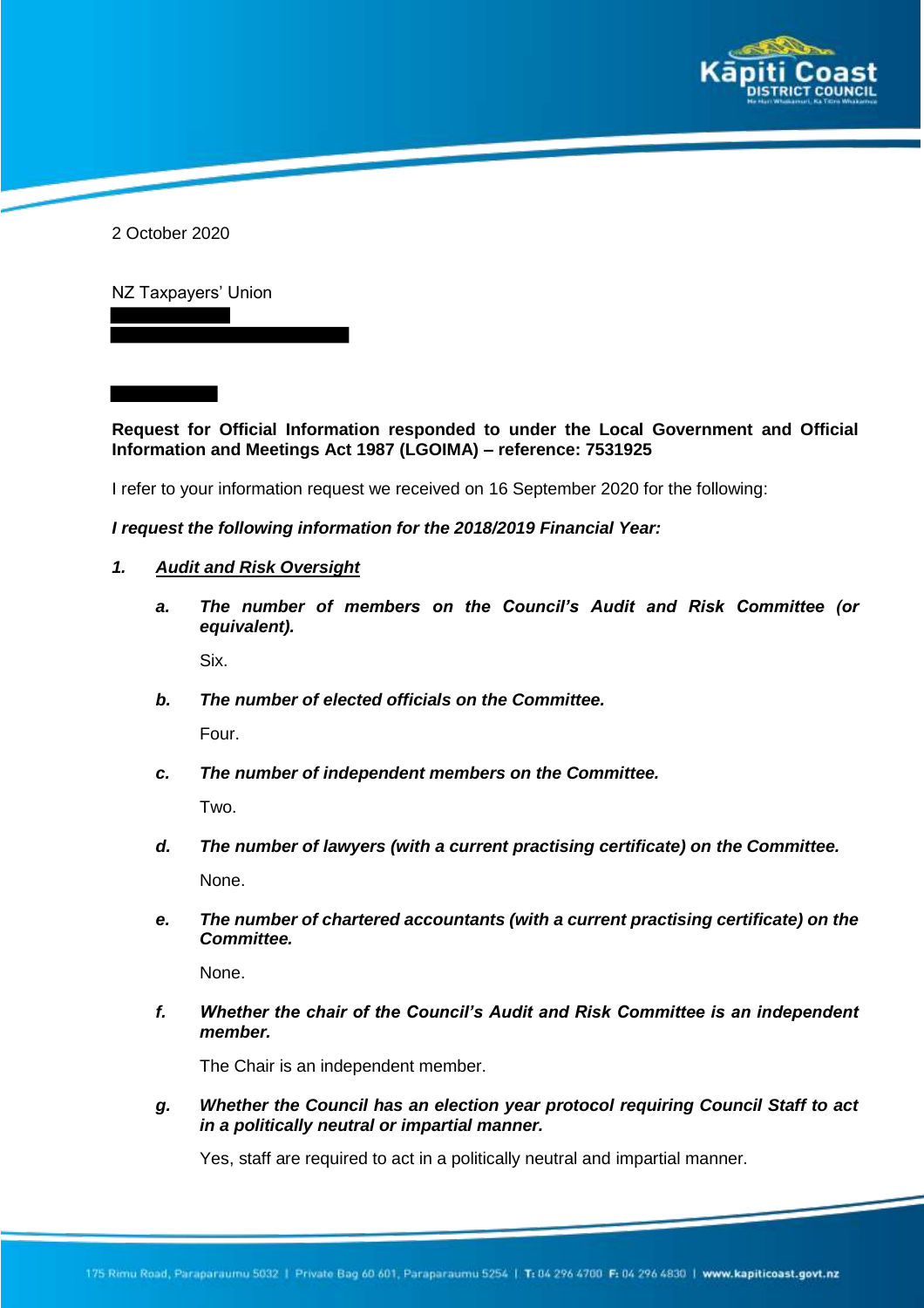2 October 2020

NZ Taxpayers' Union

**Request for Official Information responded to under the Local Government and Official Information and Meetings Act 1987 (LGOIMA) – reference: 7531925**

I refer to your information request we received on 16 September 2020 for the following:

***I request the following information for the 2018/2019 Financial Year:***

1. ***Audit and Risk Oversight***

   a. ***The number of members on the Council's Audit and Risk Committee (or equivalent).***

      Six.

   b. ***The number of elected officials on the Committee.***

      Four.

   c. ***The number of independent members on the Committee.***

      Two.

   d. ***The number of lawyers (with a current practising certificate) on the Committee.***

      None.

   e. ***The number of chartered accountants (with a current practising certificate) on the Committee.***

      None.

   f. ***Whether the chair of the Council's Audit and Risk Committee is an independent member.***

      The Chair is an independent member.

   g. ***Whether the Council has an election year protocol requiring Council Staff to act in a politically neutral or impartial manner.***

      Yes, staff are required to act in a politically neutral and impartial manner.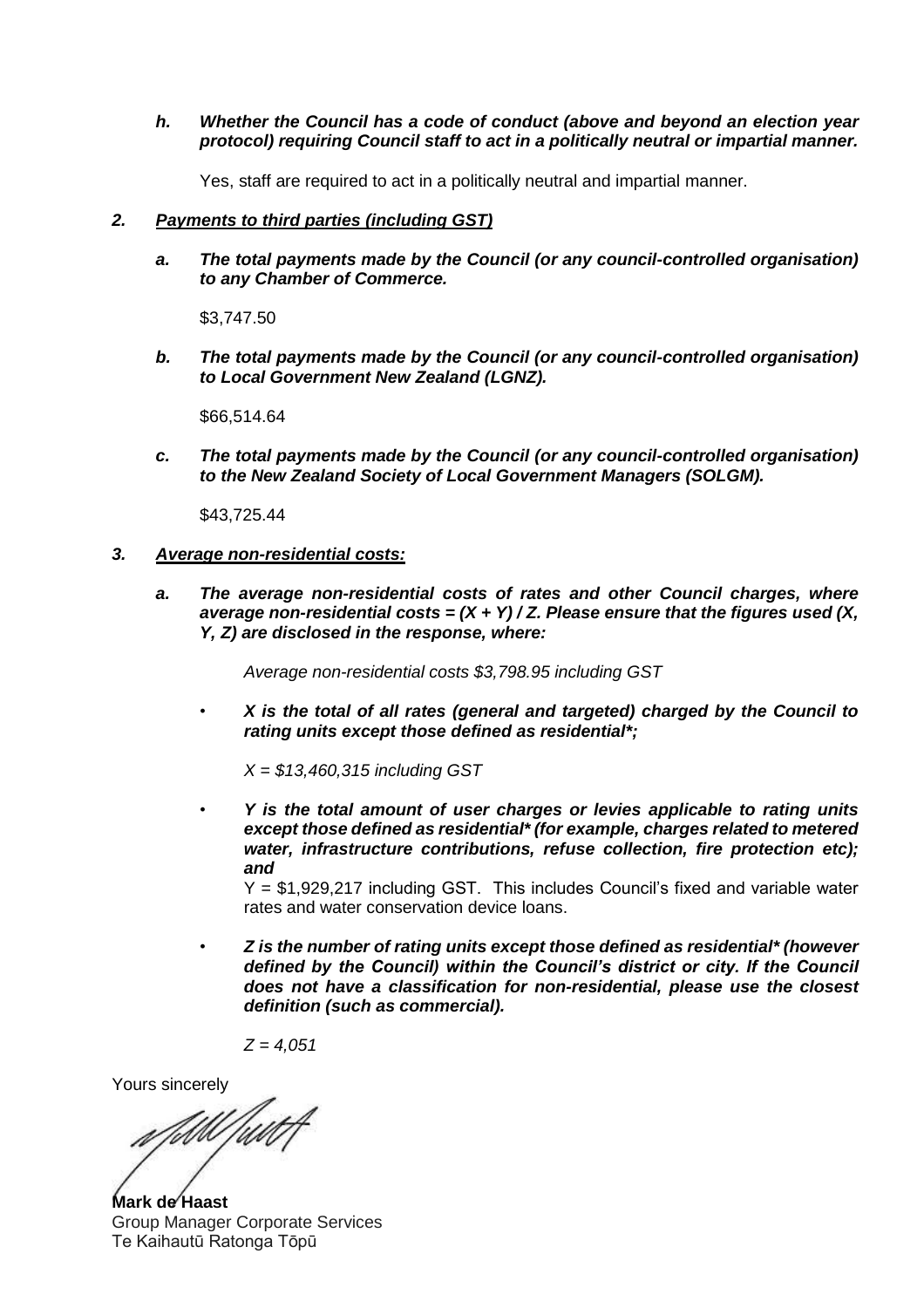***h. Whether the Council has a code of conduct (above and beyond an election year protocol) requiring Council staff to act in a politically neutral or impartial manner.***

Yes, staff are required to act in a politically neutral and impartial manner.

## ***2. <u>Payments to third parties (including GST)</u>***

***a. The total payments made by the Council (or any council-controlled organisation) to any Chamber of Commerce.***

$3,747.50

***b. The total payments made by the Council (or any council-controlled organisation) to Local Government New Zealand (LGNZ).***

$66,514.64

***c. The total payments made by the Council (or any council-controlled organisation) to the New Zealand Society of Local Government Managers (SOLGM).***

$43,725.44

## ***3. <u>Average non-residential costs:</u>***

***a. The average non-residential costs of rates and other Council charges, where average non-residential costs = (X + Y) / Z. Please ensure that the figures used (X, Y, Z) are disclosed in the response, where:***

*Average non-residential costs $3,798.95 including GST*

- ***X is the total of all rates (general and targeted) charged by the Council to rating units except those defined as residential*;***

  *X = $13,460,315 including GST*

- ***Y is the total amount of user charges or levies applicable to rating units except those defined as residential* (for example, charges related to metered water, infrastructure contributions, refuse collection, fire protection etc); and***

  Y = $1,929,217 including GST. This includes Council's fixed and variable water rates and water conservation device loans.

- ***Z is the number of rating units except those defined as residential* (however defined by the Council) within the Council's district or city. If the Council does not have a classification for non-residential, please use the closest definition (such as commercial).***

  *Z = 4,051*

Yours sincerely

**Mark de Haast**
Group Manager Corporate Services
Te Kaihautū Ratonga Tōpū